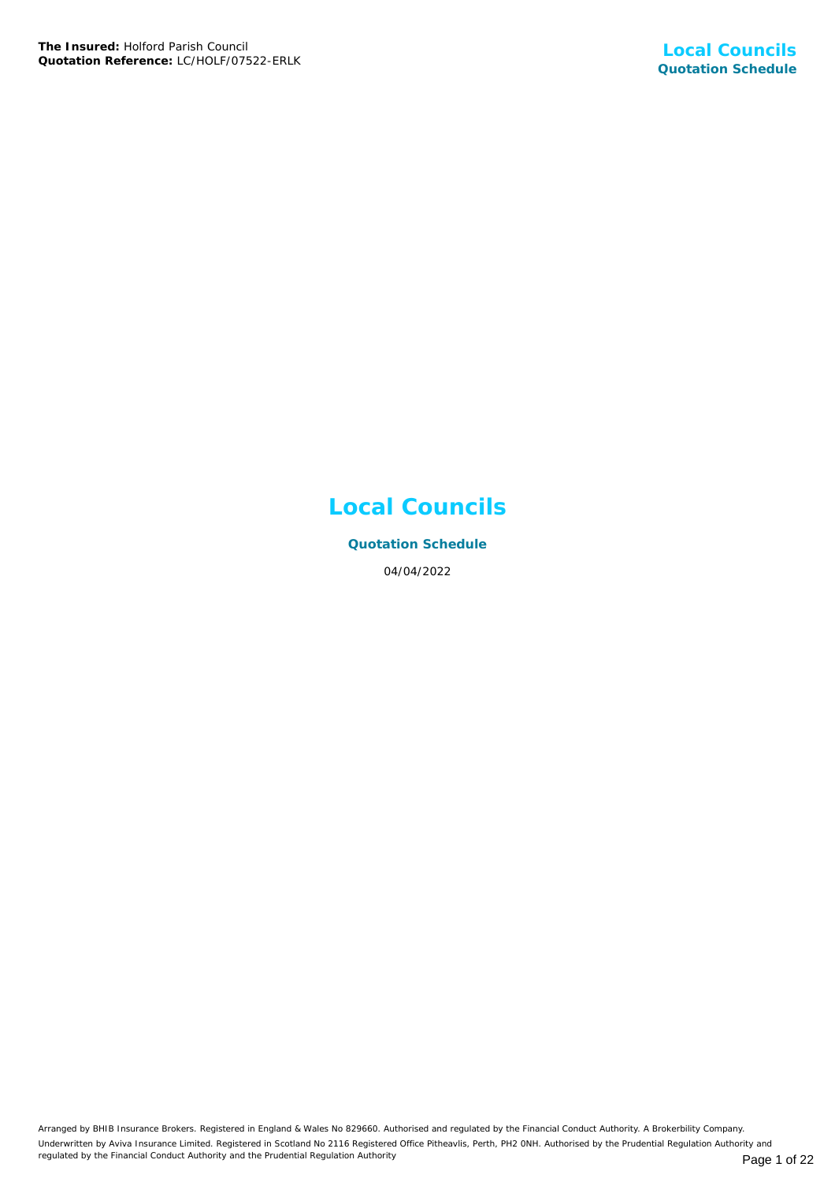# Local Councils

## Quotation Schedule

04/04/2022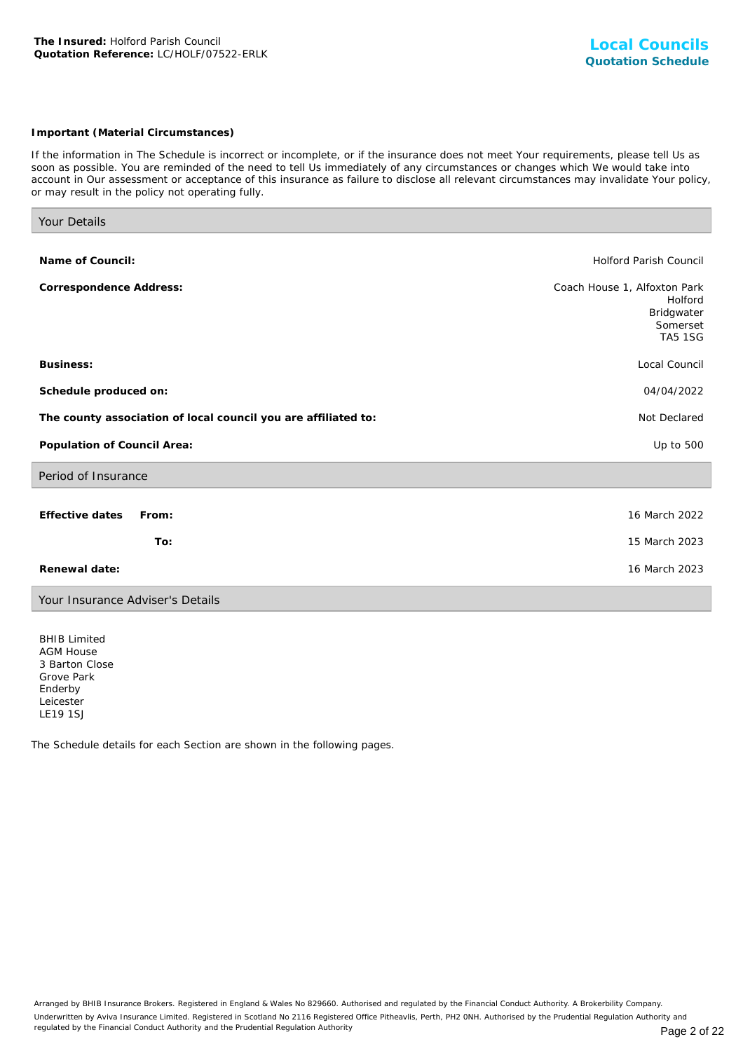**The Insured:** Holford Parish Council
**Quotation Reference:** LC/HOLF/07522-ERLK

# Local Councils
## Quotation Schedule

**Important (Material Circumstances)**

If the information in The Schedule is incorrect or incomplete, or if the insurance does not meet Your requirements, please tell Us as soon as possible. You are reminded of the need to tell Us immediately of any circumstances or changes which We would take into account in Our assessment or acceptance of this insurance as failure to disclose all relevant circumstances may invalidate Your policy, or may result in the policy not operating fully.

### Your Details

| | |
|---|---|
| **Name of Council:** | Holford Parish Council |
| **Correspondence Address:** | Coach House 1, Alfoxton Park<br>Holford<br>Bridgwater<br>Somerset<br>TA5 1SG |
| **Business:** | Local Council |
| **Schedule produced on:** | 04/04/2022 |
| **The county association of local council you are affiliated to:** | Not Declared |
| **Population of Council Area:** | Up to 500 |

### Period of Insurance

| | |
|---|---|
| **Effective dates From:** | 16 March 2022 |
| **To:** | 15 March 2023 |
| **Renewal date:** | 16 March 2023 |

### Your Insurance Adviser's Details

BHIB Limited
AGM House
3 Barton Close
Grove Park
Enderby
Leicester
LE19 1SJ

The Schedule details for each Section are shown in the following pages.

Arranged by BHIB Insurance Brokers. Registered in England & Wales No 829660. Authorised and regulated by the Financial Conduct Authority. A Brokerbility Company.
Underwritten by Aviva Insurance Limited. Registered in Scotland No 2116 Registered Office Pitheavlis, Perth, PH2 0NH. Authorised by the Prudential Regulation Authority and regulated by the Financial Conduct Authority and the Prudential Regulation Authority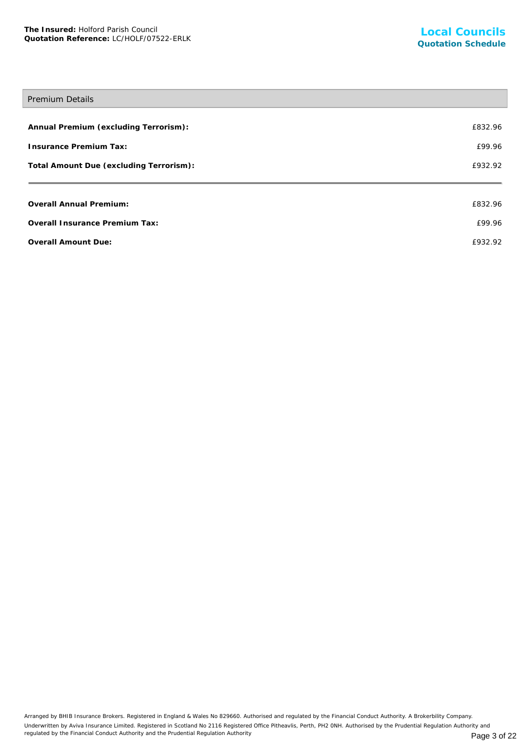## Premium Details

| | |
|---|---|
| **Annual Premium (excluding Terrorism):** | £832.96 |
| **Insurance Premium Tax:** | £99.96 |
| **Total Amount Due (excluding Terrorism):** | £932.92 |

| | |
|---|---|
| **Overall Annual Premium:** | £832.96 |
| **Overall Insurance Premium Tax:** | £99.96 |
| **Overall Amount Due:** | £932.92 |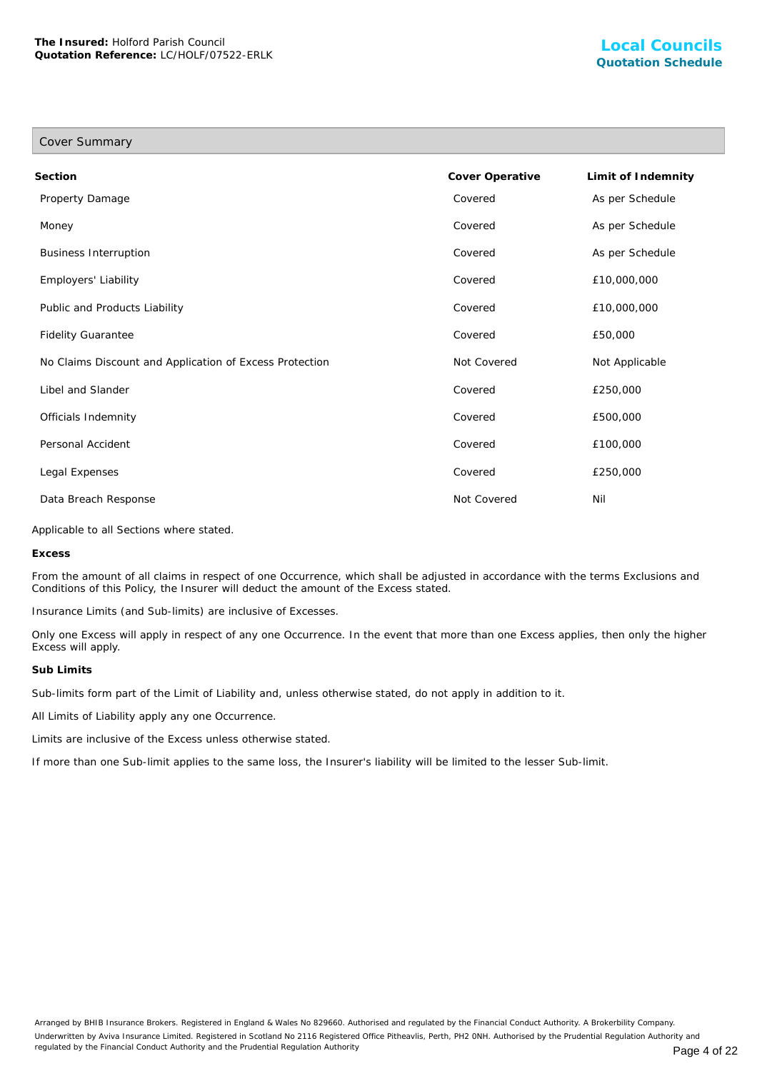## Cover Summary

| Section | Cover Operative | Limit of Indemnity |
| --- | --- | --- |
| Property Damage | Covered | As per Schedule |
| Money | Covered | As per Schedule |
| Business Interruption | Covered | As per Schedule |
| Employers' Liability | Covered | £10,000,000 |
| Public and Products Liability | Covered | £10,000,000 |
| Fidelity Guarantee | Covered | £50,000 |
| No Claims Discount and Application of Excess Protection | Not Covered | Not Applicable |
| Libel and Slander | Covered | £250,000 |
| Officials Indemnity | Covered | £500,000 |
| Personal Accident | Covered | £100,000 |
| Legal Expenses | Covered | £250,000 |
| Data Breach Response | Not Covered | Nil |

Applicable to all Sections where stated.

**Excess**

From the amount of all claims in respect of one Occurrence, which shall be adjusted in accordance with the terms Exclusions and Conditions of this Policy, the Insurer will deduct the amount of the Excess stated.

Insurance Limits (and Sub-limits) are inclusive of Excesses.

Only one Excess will apply in respect of any one Occurrence. In the event that more than one Excess applies, then only the higher Excess will apply.

**Sub Limits**

Sub-limits form part of the Limit of Liability and, unless otherwise stated, do not apply in addition to it.

All Limits of Liability apply any one Occurrence.

Limits are inclusive of the Excess unless otherwise stated.

If more than one Sub-limit applies to the same loss, the Insurer's liability will be limited to the lesser Sub-limit.

Arranged by BHIB Insurance Brokers. Registered in England & Wales No 829660. Authorised and regulated by the Financial Conduct Authority. A Brokerbility Company.
Underwritten by Aviva Insurance Limited. Registered in Scotland No 2116 Registered Office Pitheavlis, Perth, PH2 0NH. Authorised by the Prudential Regulation Authority and regulated by the Financial Conduct Authority and the Prudential Regulation Authority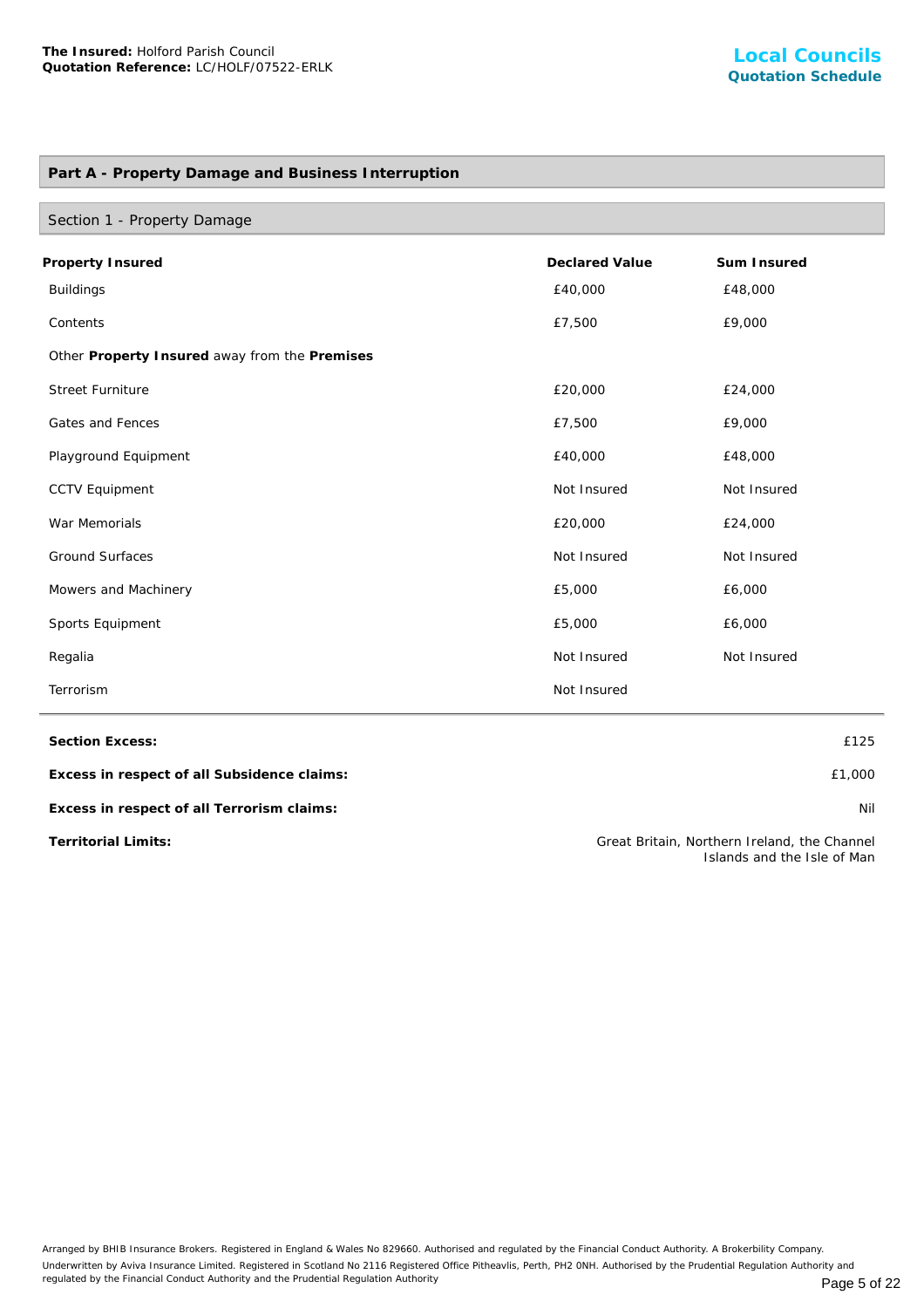**The Insured:** Holford Parish Council
**Quotation Reference:** LC/HOLF/07522-ERLK

**Local Councils**
**Quotation Schedule**

## Part A - Property Damage and Business Interruption

### Section 1 - Property Damage

| Property Insured | Declared Value | Sum Insured |
|---|---|---|
| Buildings | £40,000 | £48,000 |
| Contents | £7,500 | £9,000 |
| Other **Property Insured** away from the **Premises** | | |
| Street Furniture | £20,000 | £24,000 |
| Gates and Fences | £7,500 | £9,000 |
| Playground Equipment | £40,000 | £48,000 |
| CCTV Equipment | Not Insured | Not Insured |
| War Memorials | £20,000 | £24,000 |
| Ground Surfaces | Not Insured | Not Insured |
| Mowers and Machinery | £5,000 | £6,000 |
| Sports Equipment | £5,000 | £6,000 |
| Regalia | Not Insured | Not Insured |
| Terrorism | Not Insured | |

| | |
|---|---|
| **Section Excess:** | £125 |
| **Excess in respect of all Subsidence claims:** | £1,000 |
| **Excess in respect of all Terrorism claims:** | Nil |
| **Territorial Limits:** | Great Britain, Northern Ireland, the Channel Islands and the Isle of Man |

Arranged by BHIB Insurance Brokers. Registered in England & Wales No 829660. Authorised and regulated by the Financial Conduct Authority. A Brokerbility Company.
Underwritten by Aviva Insurance Limited. Registered in Scotland No 2116 Registered Office Pitheavlis, Perth, PH2 0NH. Authorised by the Prudential Regulation Authority and regulated by the Financial Conduct Authority and the Prudential Regulation Authority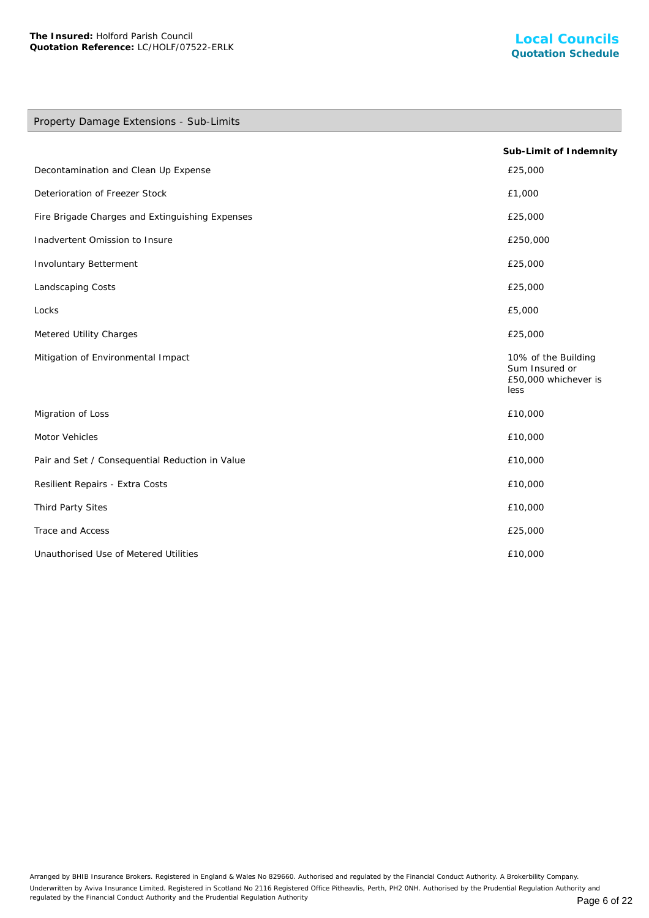## Property Damage Extensions - Sub-Limits

| | Sub-Limit of Indemnity |
|---|---|
| Decontamination and Clean Up Expense | £25,000 |
| Deterioration of Freezer Stock | £1,000 |
| Fire Brigade Charges and Extinguishing Expenses | £25,000 |
| Inadvertent Omission to Insure | £250,000 |
| Involuntary Betterment | £25,000 |
| Landscaping Costs | £25,000 |
| Locks | £5,000 |
| Metered Utility Charges | £25,000 |
| Mitigation of Environmental Impact | 10% of the Building Sum Insured or £50,000 whichever is less |
| Migration of Loss | £10,000 |
| Motor Vehicles | £10,000 |
| Pair and Set / Consequential Reduction in Value | £10,000 |
| Resilient Repairs - Extra Costs | £10,000 |
| Third Party Sites | £10,000 |
| Trace and Access | £25,000 |
| Unauthorised Use of Metered Utilities | £10,000 |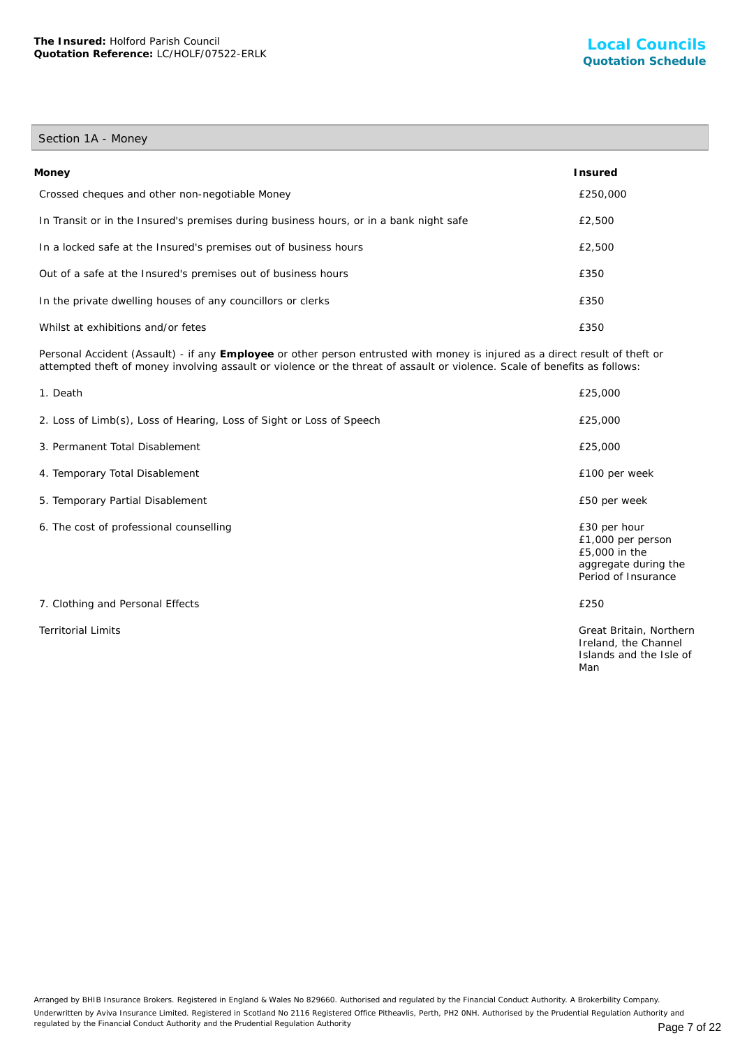## Section 1A - Money

| Money | Insured |
|---|---|
| Crossed cheques and other non-negotiable Money | £250,000 |
| In Transit or in the Insured's premises during business hours, or in a bank night safe | £2,500 |
| In a locked safe at the Insured's premises out of business hours | £2,500 |
| Out of a safe at the Insured's premises out of business hours | £350 |
| In the private dwelling houses of any councillors or clerks | £350 |
| Whilst at exhibitions and/or fetes | £350 |

Personal Accident (Assault) - if any **Employee** or other person entrusted with money is injured as a direct result of theft or attempted theft of money involving assault or violence or the threat of assault or violence. Scale of benefits as follows:

| | |
|---|---|
| 1. Death | £25,000 |
| 2. Loss of Limb(s), Loss of Hearing, Loss of Sight or Loss of Speech | £25,000 |
| 3. Permanent Total Disablement | £25,000 |
| 4. Temporary Total Disablement | £100 per week |
| 5. Temporary Partial Disablement | £50 per week |
| 6. The cost of professional counselling | £30 per hour<br>£1,000 per person<br>£5,000 in the aggregate during the Period of Insurance |
| 7. Clothing and Personal Effects | £250 |
| Territorial Limits | Great Britain, Northern Ireland, the Channel Islands and the Isle of Man |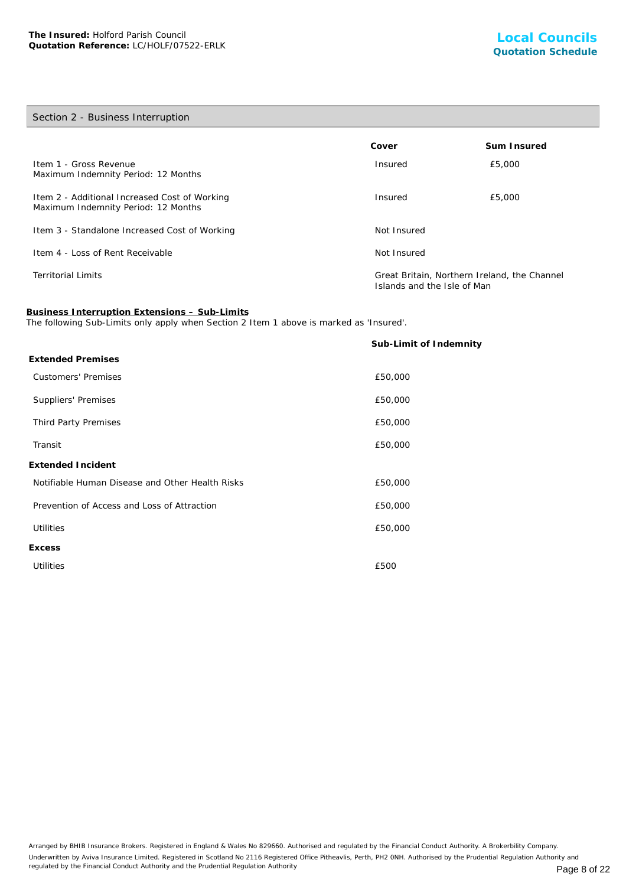## Section 2 - Business Interruption

| | Cover | Sum Insured |
|---|---|---|
| Item 1 - Gross Revenue<br>Maximum Indemnity Period: 12 Months | Insured | £5,000 |
| Item 2 - Additional Increased Cost of Working<br>Maximum Indemnity Period: 12 Months | Insured | £5,000 |
| Item 3 - Standalone Increased Cost of Working | Not Insured | |
| Item 4 - Loss of Rent Receivable | Not Insured | |
| Territorial Limits | Great Britain, Northern Ireland, the Channel Islands and the Isle of Man | |

**Business Interruption Extensions – Sub-Limits**

The following Sub-Limits only apply when Section 2 Item 1 above is marked as 'Insured'.

| | Sub-Limit of Indemnity |
|---|---|
| **Extended Premises** | |
| Customers' Premises | £50,000 |
| Suppliers' Premises | £50,000 |
| Third Party Premises | £50,000 |
| Transit | £50,000 |
| **Extended Incident** | |
| Notifiable Human Disease and Other Health Risks | £50,000 |
| Prevention of Access and Loss of Attraction | £50,000 |
| Utilities | £50,000 |
| **Excess** | |
| Utilities | £500 |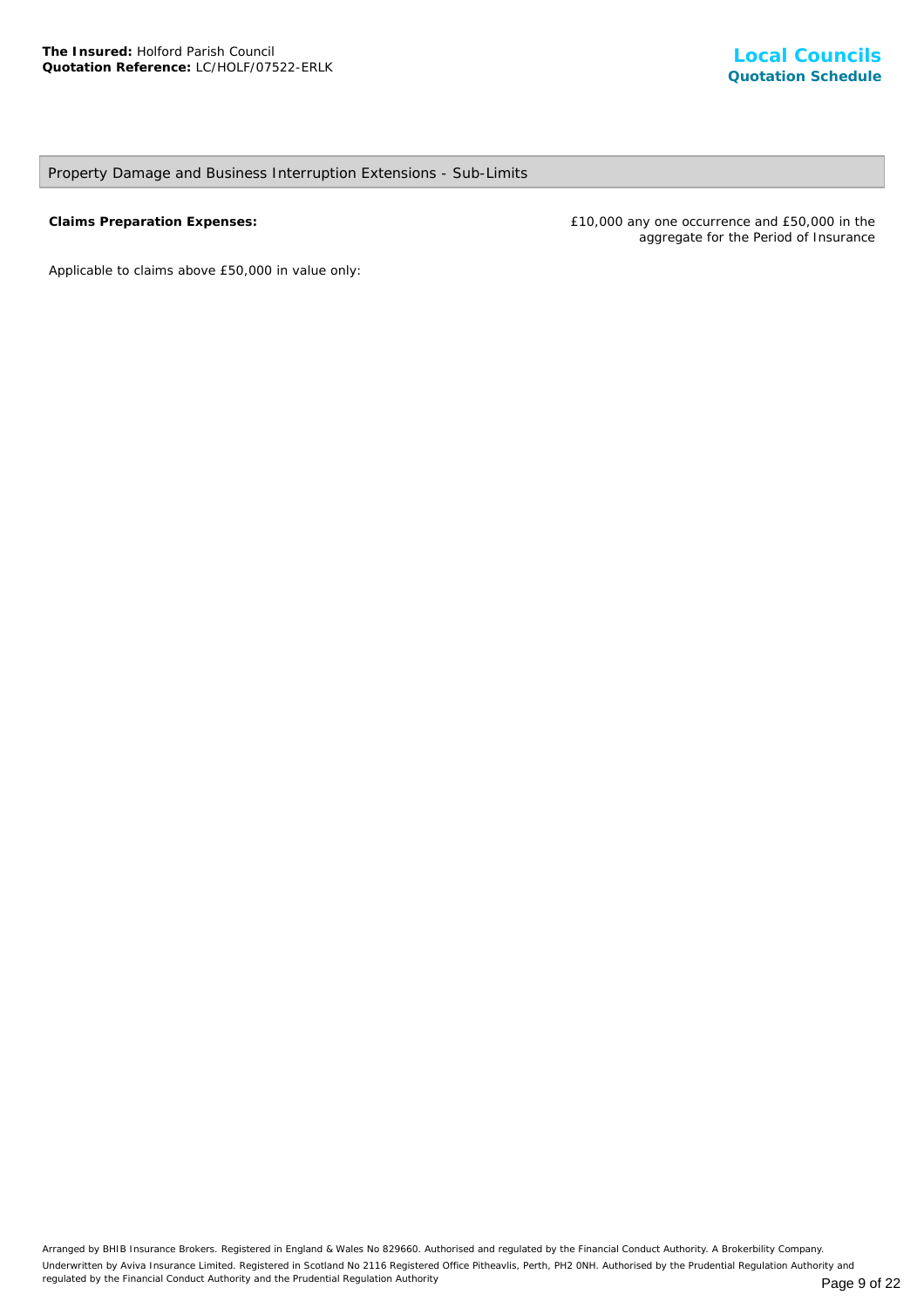## Property Damage and Business Interruption Extensions - Sub-Limits

| | |
|---|---|
| **Claims Preparation Expenses:** | £10,000 any one occurrence and £50,000 in the aggregate for the Period of Insurance |

Applicable to claims above £50,000 in value only:

Arranged by BHIB Insurance Brokers. Registered in England & Wales No 829660. Authorised and regulated by the Financial Conduct Authority. A Brokerbility Company.

Underwritten by Aviva Insurance Limited. Registered in Scotland No 2116 Registered Office Pitheavlis, Perth, PH2 0NH. Authorised by the Prudential Regulation Authority and regulated by the Financial Conduct Authority and the Prudential Regulation Authority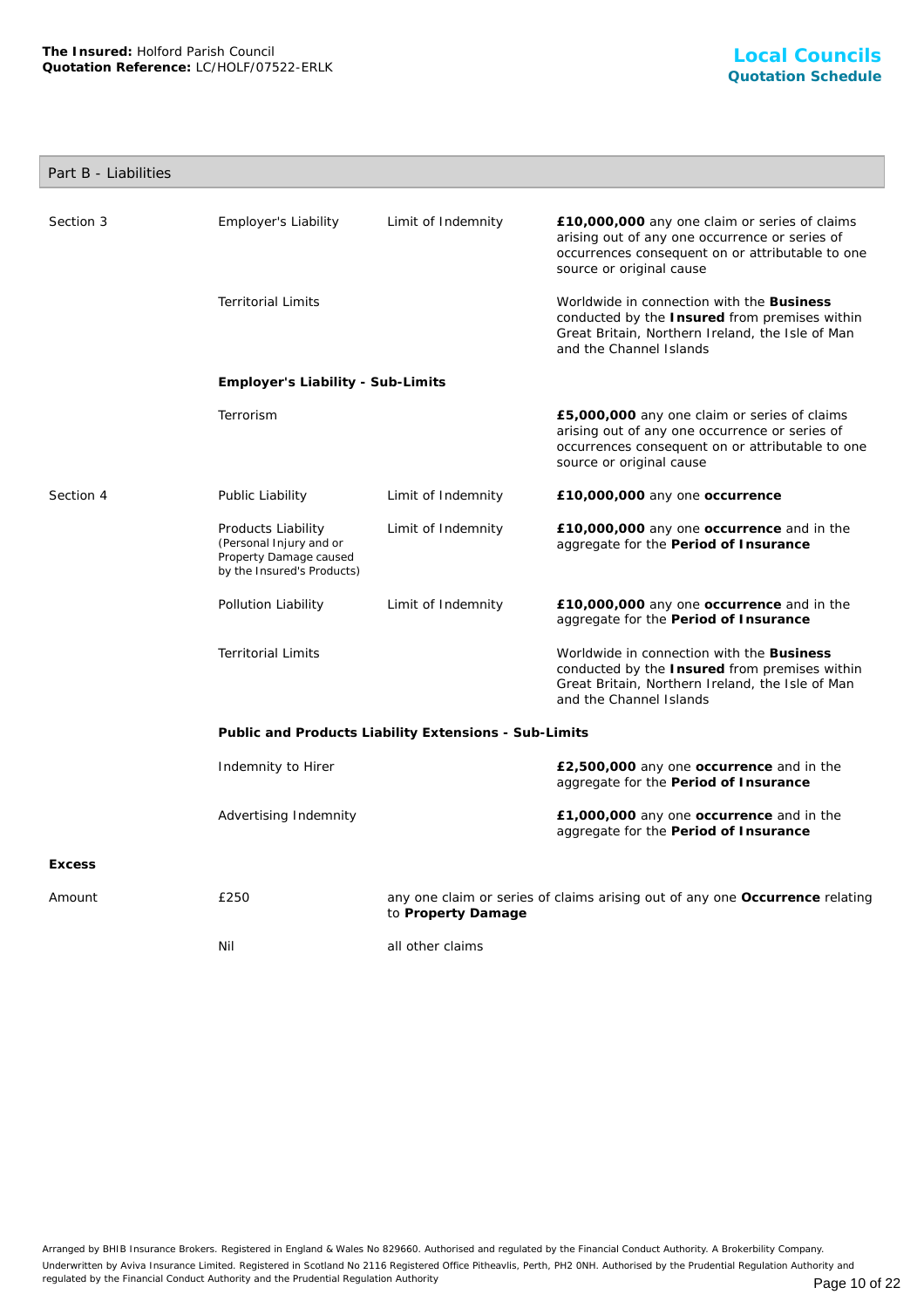## Part B - Liabilities

| | | | |
|---|---|---|---|
| Section 3 | Employer's Liability | Limit of Indemnity | **£10,000,000** any one claim or series of claims arising out of any one occurrence or series of occurrences consequent on or attributable to one source or original cause |
| | Territorial Limits | | Worldwide in connection with the **Business** conducted by the **Insured** from premises within Great Britain, Northern Ireland, the Isle of Man and the Channel Islands |
| | **Employer's Liability - Sub-Limits** | | |
| | Terrorism | | **£5,000,000** any one claim or series of claims arising out of any one occurrence or series of occurrences consequent on or attributable to one source or original cause |
| Section 4 | Public Liability | Limit of Indemnity | **£10,000,000** any one **occurrence** |
| | Products Liability (Personal Injury and or Property Damage caused by the Insured's Products) | Limit of Indemnity | **£10,000,000** any one **occurrence** and in the aggregate for the **Period of Insurance** |
| | Pollution Liability | Limit of Indemnity | **£10,000,000** any one **occurrence** and in the aggregate for the **Period of Insurance** |
| | Territorial Limits | | Worldwide in connection with the **Business** conducted by the **Insured** from premises within Great Britain, Northern Ireland, the Isle of Man and the Channel Islands |
| | **Public and Products Liability Extensions - Sub-Limits** | | |
| | Indemnity to Hirer | | **£2,500,000** any one **occurrence** and in the aggregate for the **Period of Insurance** |
| | Advertising Indemnity | | **£1,000,000** any one **occurrence** and in the aggregate for the **Period of Insurance** |

**Excess**

| | | |
|---|---|---|
| Amount | £250 | any one claim or series of claims arising out of any one **Occurrence** relating to **Property Damage** |
| | Nil | all other claims |

Arranged by BHIB Insurance Brokers. Registered in England & Wales No 829660. Authorised and regulated by the Financial Conduct Authority. A Brokerbility Company.
Underwritten by Aviva Insurance Limited. Registered in Scotland No 2116 Registered Office Pitheavlis, Perth, PH2 0NH. Authorised by the Prudential Regulation Authority and regulated by the Financial Conduct Authority and the Prudential Regulation Authority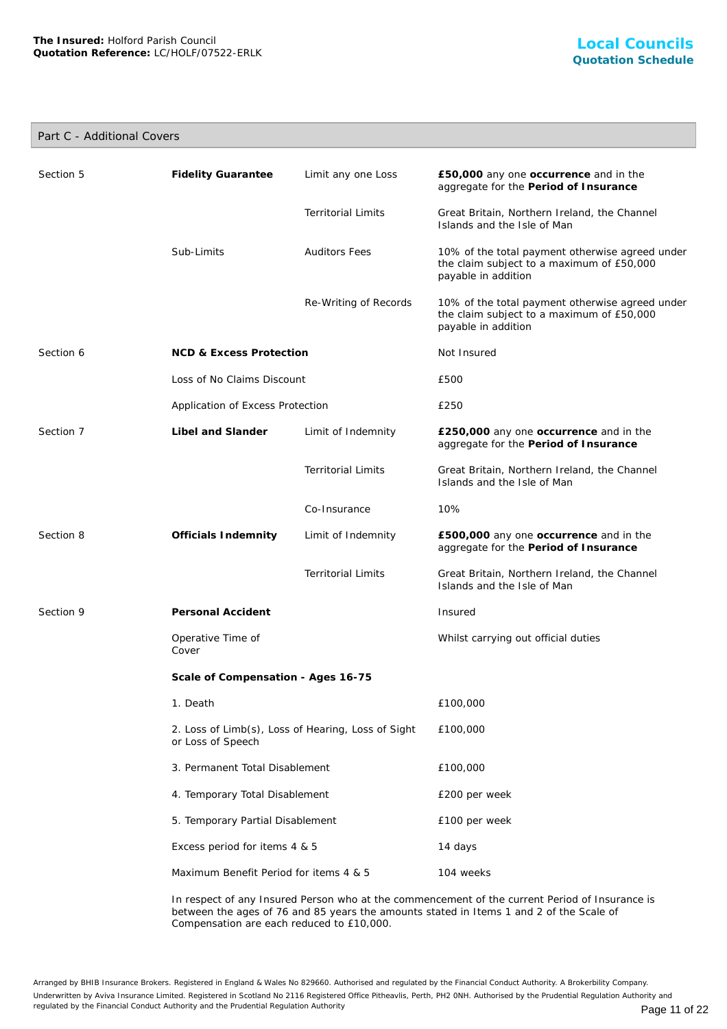**The Insured:** Holford Parish Council
**Quotation Reference:** LC/HOLF/07522-ERLK

## Local Councils
### Quotation Schedule

## Part C - Additional Covers

| | | | |
|---|---|---|---|
| Section 5 | **Fidelity Guarantee** | Limit any one Loss | **£50,000** any one **occurrence** and in the aggregate for the **Period of Insurance** |
| | | Territorial Limits | Great Britain, Northern Ireland, the Channel Islands and the Isle of Man |
| | Sub-Limits | Auditors Fees | 10% of the total payment otherwise agreed under the claim subject to a maximum of £50,000 payable in addition |
| | | Re-Writing of Records | 10% of the total payment otherwise agreed under the claim subject to a maximum of £50,000 payable in addition |
| Section 6 | **NCD & Excess Protection** | | Not Insured |
| | Loss of No Claims Discount | | £500 |
| | Application of Excess Protection | | £250 |
| Section 7 | **Libel and Slander** | Limit of Indemnity | **£250,000** any one **occurrence** and in the aggregate for the **Period of Insurance** |
| | | Territorial Limits | Great Britain, Northern Ireland, the Channel Islands and the Isle of Man |
| | | Co-Insurance | 10% |
| Section 8 | **Officials Indemnity** | Limit of Indemnity | **£500,000** any one **occurrence** and in the aggregate for the **Period of Insurance** |
| | | Territorial Limits | Great Britain, Northern Ireland, the Channel Islands and the Isle of Man |
| Section 9 | **Personal Accident** | | Insured |
| | Operative Time of Cover | | Whilst carrying out official duties |
| | **Scale of Compensation - Ages 16-75** | | |
| | 1. Death | | £100,000 |
| | 2. Loss of Limb(s), Loss of Hearing, Loss of Sight or Loss of Speech | | £100,000 |
| | 3. Permanent Total Disablement | | £100,000 |
| | 4. Temporary Total Disablement | | £200 per week |
| | 5. Temporary Partial Disablement | | £100 per week |
| | Excess period for items 4 & 5 | | 14 days |
| | Maximum Benefit Period for items 4 & 5 | | 104 weeks |

In respect of any Insured Person who at the commencement of the current Period of Insurance is between the ages of 76 and 85 years the amounts stated in Items 1 and 2 of the Scale of Compensation are each reduced to £10,000.

Arranged by BHIB Insurance Brokers. Registered in England & Wales No 829660. Authorised and regulated by the Financial Conduct Authority. A Brokerbility Company.
Underwritten by Aviva Insurance Limited. Registered in Scotland No 2116 Registered Office Pitheavlis, Perth, PH2 0NH. Authorised by the Prudential Regulation Authority and regulated by the Financial Conduct Authority and the Prudential Regulation Authority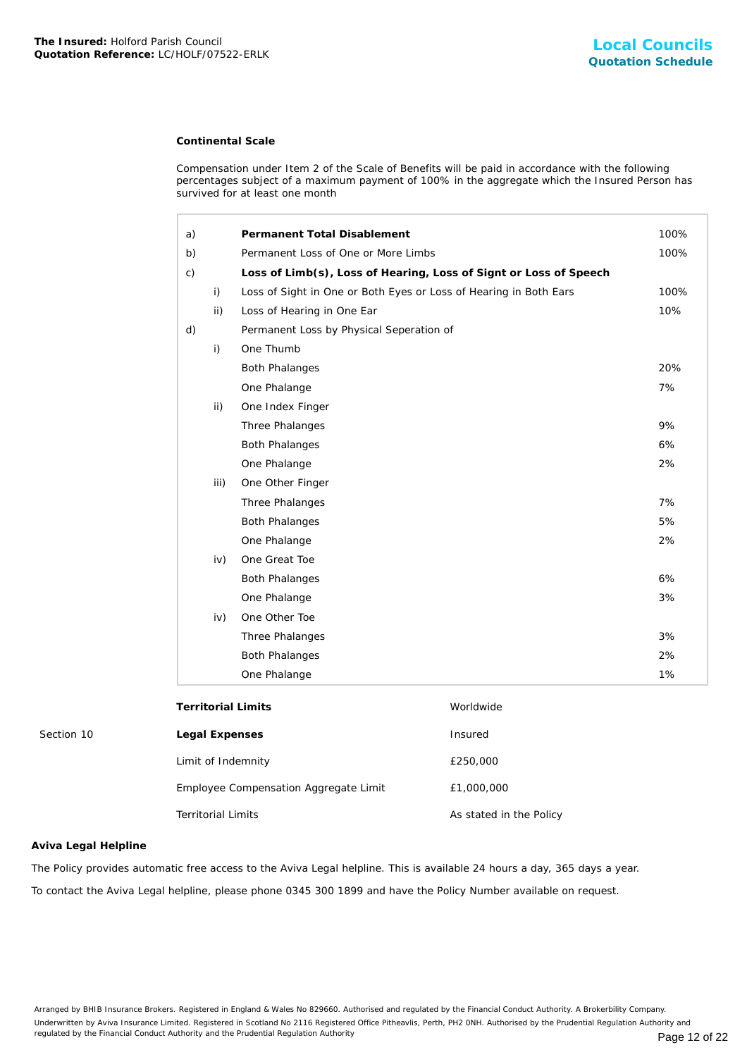**Continental Scale**

Compensation under Item 2 of the Scale of Benefits will be paid in accordance with the following percentages subject of a maximum payment of 100% in the aggregate which the Insured Person has survived for at least one month

| | | | |
|---|---|---|---|
| a) | | **Permanent Total Disablement** | 100% |
| b) | | Permanent Loss of One or More Limbs | 100% |
| c) | | **Loss of Limb(s), Loss of Hearing, Loss of Signt or Loss of Speech** | |
| | i) | Loss of Sight in One or Both Eyes or Loss of Hearing in Both Ears | 100% |
| | ii) | Loss of Hearing in One Ear | 10% |
| d) | | Permanent Loss by Physical Seperation of | |
| | i) | One Thumb | |
| | | Both Phalanges | 20% |
| | | One Phalange | 7% |
| | ii) | One Index Finger | |
| | | Three Phalanges | 9% |
| | | Both Phalanges | 6% |
| | | One Phalange | 2% |
| | iii) | One Other Finger | |
| | | Three Phalanges | 7% |
| | | Both Phalanges | 5% |
| | | One Phalange | 2% |
| | iv) | One Great Toe | |
| | | Both Phalanges | 6% |
| | | One Phalange | 3% |
| | iv) | One Other Toe | |
| | | Three Phalanges | 3% |
| | | Both Phalanges | 2% |
| | | One Phalange | 1% |

| | | |
|---|---|---|
| | **Territorial Limits** | Worldwide |
| Section 10 | **Legal Expenses** | Insured |
| | Limit of Indemnity | £250,000 |
| | Employee Compensation Aggregate Limit | £1,000,000 |
| | Territorial Limits | As stated in the Policy |

**Aviva Legal Helpline**

The Policy provides automatic free access to the Aviva Legal helpline. This is available 24 hours a day, 365 days a year.

To contact the Aviva Legal helpline, please phone 0345 300 1899 and have the Policy Number available on request.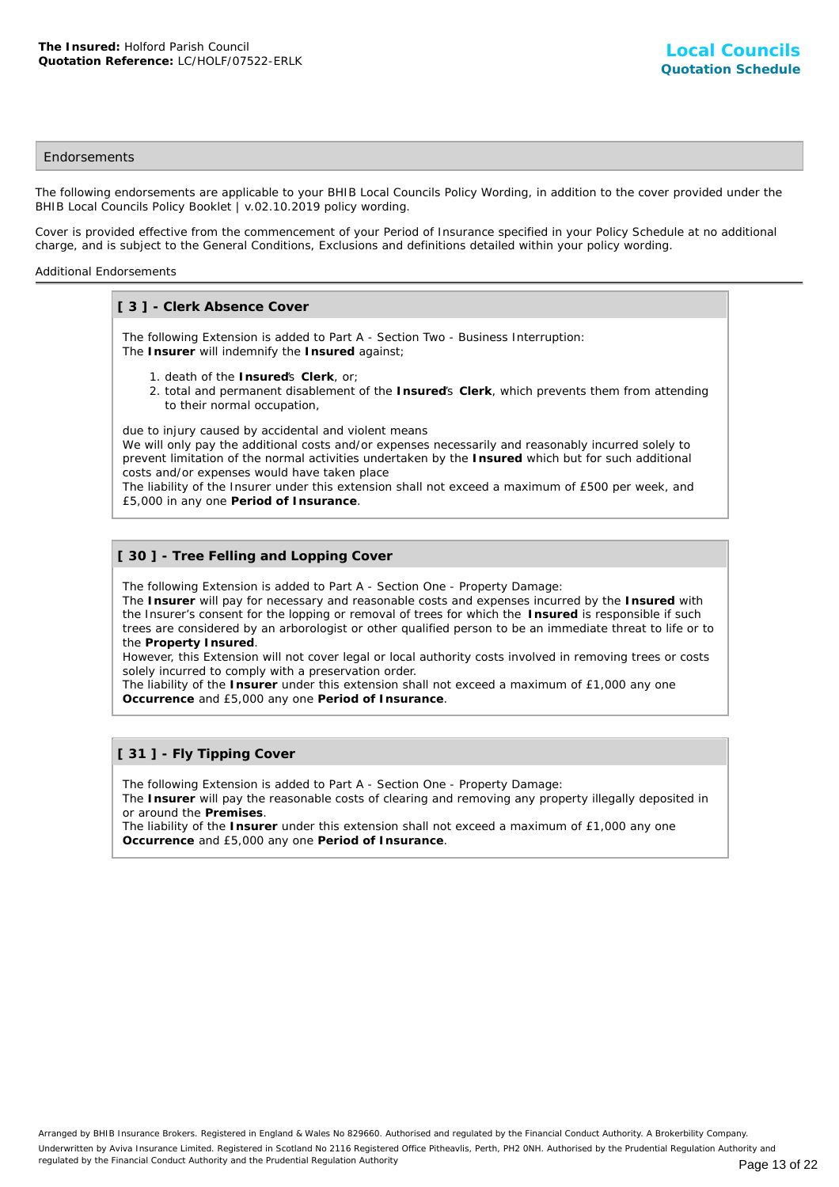## Endorsements

The following endorsements are applicable to your BHIB Local Councils Policy Wording, in addition to the cover provided under the BHIB Local Councils Policy Booklet | v.02.10.2019 policy wording.

Cover is provided effective from the commencement of your Period of Insurance specified in your Policy Schedule at no additional charge, and is subject to the General Conditions, Exclusions and definitions detailed within your policy wording.

### Additional Endorsements

#### [ 3 ] - Clerk Absence Cover

The following Extension is added to Part A - Section Two - Business Interruption:
The **Insurer** will indemnify the **Insured** against;

1. death of the **Insured**'s **Clerk**, or;
2. total and permanent disablement of the **Insured**'s **Clerk**, which prevents them from attending to their normal occupation,

due to injury caused by accidental and violent means
We will only pay the additional costs and/or expenses necessarily and reasonably incurred solely to prevent limitation of the normal activities undertaken by the **Insured** which but for such additional costs and/or expenses would have taken place
The liability of the Insurer under this extension shall not exceed a maximum of £500 per week, and £5,000 in any one **Period of Insurance**.

#### [ 30 ] - Tree Felling and Lopping Cover

The following Extension is added to Part A - Section One - Property Damage:
The **Insurer** will pay for necessary and reasonable costs and expenses incurred by the **Insured** with the Insurer's consent for the lopping or removal of trees for which the **Insured** is responsible if such trees are considered by an arborologist or other qualified person to be an immediate threat to life or to the **Property Insured**.
However, this Extension will not cover legal or local authority costs involved in removing trees or costs solely incurred to comply with a preservation order.
The liability of the **Insurer** under this extension shall not exceed a maximum of £1,000 any one **Occurrence** and £5,000 any one **Period of Insurance**.

#### [ 31 ] - Fly Tipping Cover

The following Extension is added to Part A - Section One - Property Damage:
The **Insurer** will pay the reasonable costs of clearing and removing any property illegally deposited in or around the **Premises**.
The liability of the **Insurer** under this extension shall not exceed a maximum of £1,000 any one **Occurrence** and £5,000 any one **Period of Insurance**.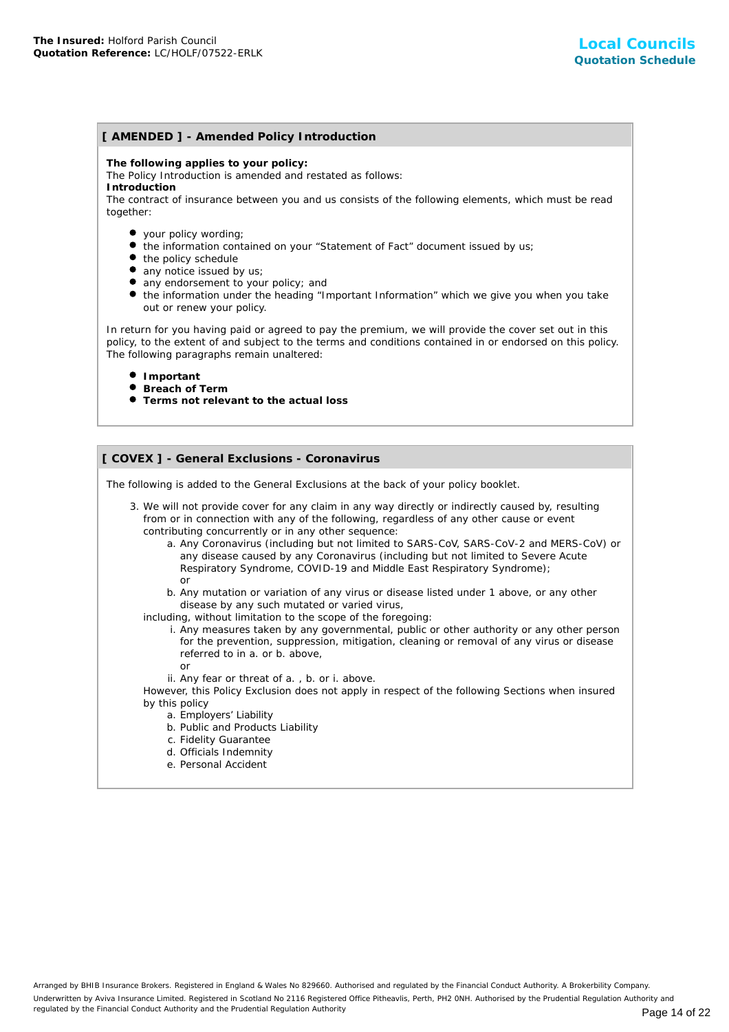## [ AMENDED ] - Amended Policy Introduction

**The following applies to your policy:**
The Policy Introduction is amended and restated as follows:
**Introduction**
The contract of insurance between you and us consists of the following elements, which must be read together:

- your policy wording;
- the information contained on your "Statement of Fact" document issued by us;
- the policy schedule
- any notice issued by us;
- any endorsement to your policy; and
- the information under the heading "Important Information" which we give you when you take out or renew your policy.

In return for you having paid or agreed to pay the premium, we will provide the cover set out in this policy, to the extent of and subject to the terms and conditions contained in or endorsed on this policy.
The following paragraphs remain unaltered:

- **Important**
- **Breach of Term**
- **Terms not relevant to the actual loss**

## [ COVEX ] - General Exclusions - Coronavirus

The following is added to the General Exclusions at the back of your policy booklet.

3. We will not provide cover for any claim in any way directly or indirectly caused by, resulting from or in connection with any of the following, regardless of any other cause or event contributing concurrently or in any other sequence:
   a. Any Coronavirus (including but not limited to SARS-CoV, SARS-CoV-2 and MERS-CoV) or any disease caused by any Coronavirus (including but not limited to Severe Acute Respiratory Syndrome, COVID-19 and Middle East Respiratory Syndrome);
   or
   b. Any mutation or variation of any virus or disease listed under 1 above, or any other disease by any such mutated or varied virus,

   including, without limitation to the scope of the foregoing:
   i. Any measures taken by any governmental, public or other authority or any other person for the prevention, suppression, mitigation, cleaning or removal of any virus or disease referred to in a. or b. above,
   or
   ii. Any fear or threat of a. , b. or i. above.

   However, this Policy Exclusion does not apply in respect of the following Sections when insured by this policy
   a. Employers' Liability
   b. Public and Products Liability
   c. Fidelity Guarantee
   d. Officials Indemnity
   e. Personal Accident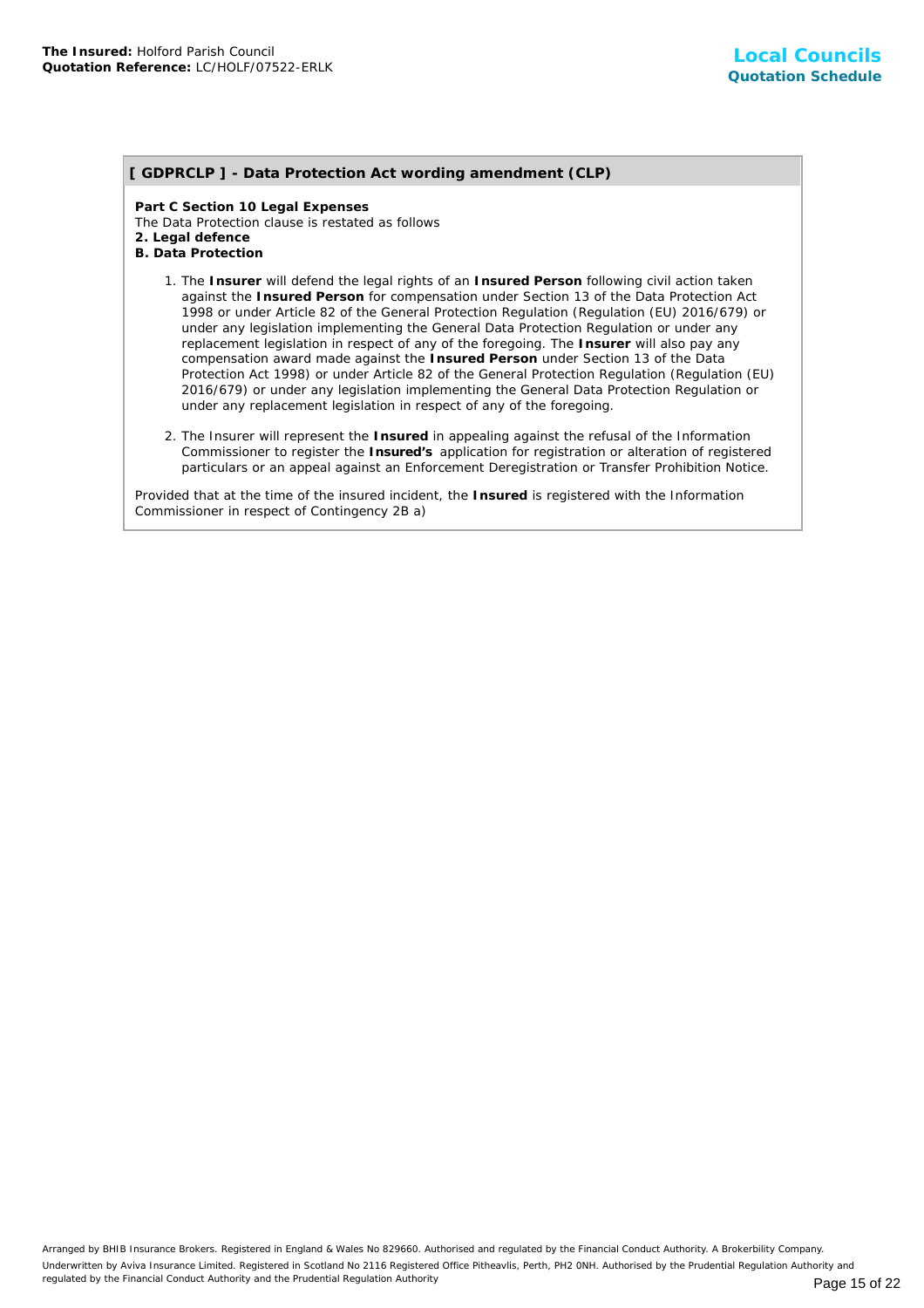## [ GDPRCLP ] - Data Protection Act wording amendment (CLP)

**Part C Section 10 Legal Expenses**
The Data Protection clause is restated as follows
**2. Legal defence**
**B. Data Protection**

1. The **Insurer** will defend the legal rights of an **Insured Person** following civil action taken against the **Insured Person** for compensation under Section 13 of the Data Protection Act 1998 or under Article 82 of the General Protection Regulation (Regulation (EU) 2016/679) or under any legislation implementing the General Data Protection Regulation or under any replacement legislation in respect of any of the foregoing. The **Insurer** will also pay any compensation award made against the **Insured Person** under Section 13 of the Data Protection Act 1998) or under Article 82 of the General Protection Regulation (Regulation (EU) 2016/679) or under any legislation implementing the General Data Protection Regulation or under any replacement legislation in respect of any of the foregoing.
2. The Insurer will represent the **Insured** in appealing against the refusal of the Information Commissioner to register the **Insured's** application for registration or alteration of registered particulars or an appeal against an Enforcement Deregistration or Transfer Prohibition Notice.

Provided that at the time of the insured incident, the **Insured** is registered with the Information Commissioner in respect of Contingency 2B a)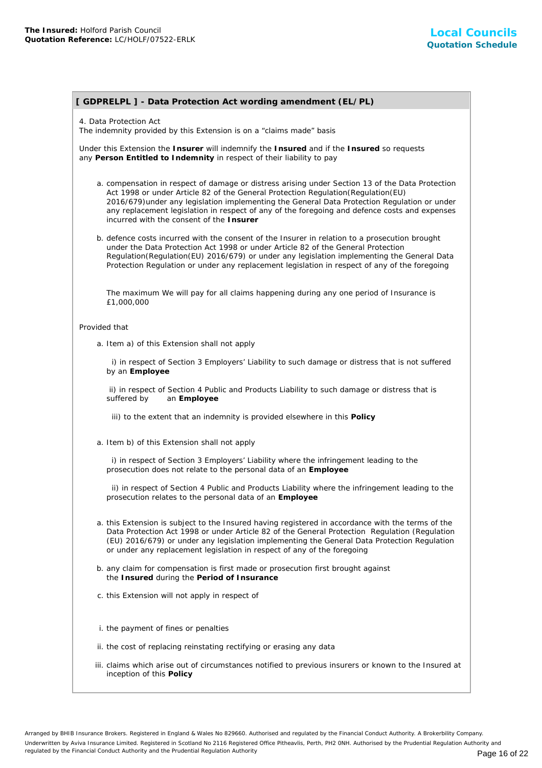## [ GDPRELPL ] - Data Protection Act wording amendment (EL/PL)

4. Data Protection Act
The indemnity provided by this Extension is on a "claims made" basis

Under this Extension the **Insurer** will indemnify the **Insured** and if the **Insured** so requests any **Person Entitled to Indemnity** in respect of their liability to pay

a. compensation in respect of damage or distress arising under Section 13 of the Data Protection Act 1998 or under Article 82 of the General Protection Regulation(Regulation(EU) 2016/679)under any legislation implementing the General Data Protection Regulation or under any replacement legislation in respect of any of the foregoing and defence costs and expenses incurred with the consent of the **Insurer**

b. defence costs incurred with the consent of the Insurer in relation to a prosecution brought under the Data Protection Act 1998 or under Article 82 of the General Protection Regulation(Regulation(EU) 2016/679) or under any legislation implementing the General Data Protection Regulation or under any replacement legislation in respect of any of the foregoing

The maximum We will pay for all claims happening during any one period of Insurance is £1,000,000

Provided that

a. Item a) of this Extension shall not apply

i) in respect of Section 3 Employers' Liability to such damage or distress that is not suffered by an **Employee**

ii) in respect of Section 4 Public and Products Liability to such damage or distress that is suffered by an **Employee**

iii) to the extent that an indemnity is provided elsewhere in this **Policy**

a. Item b) of this Extension shall not apply

i) in respect of Section 3 Employers' Liability where the infringement leading to the prosecution does not relate to the personal data of an **Employee**

ii) in respect of Section 4 Public and Products Liability where the infringement leading to the prosecution relates to the personal data of an **Employee**

a. this Extension is subject to the Insured having registered in accordance with the terms of the Data Protection Act 1998 or under Article 82 of the General Protection Regulation (Regulation (EU) 2016/679) or under any legislation implementing the General Data Protection Regulation or under any replacement legislation in respect of any of the foregoing

b. any claim for compensation is first made or prosecution first brought against the **Insured** during the **Period of Insurance**

c. this Extension will not apply in respect of

i. the payment of fines or penalties

ii. the cost of replacing reinstating rectifying or erasing any data

iii. claims which arise out of circumstances notified to previous insurers or known to the Insured at inception of this **Policy**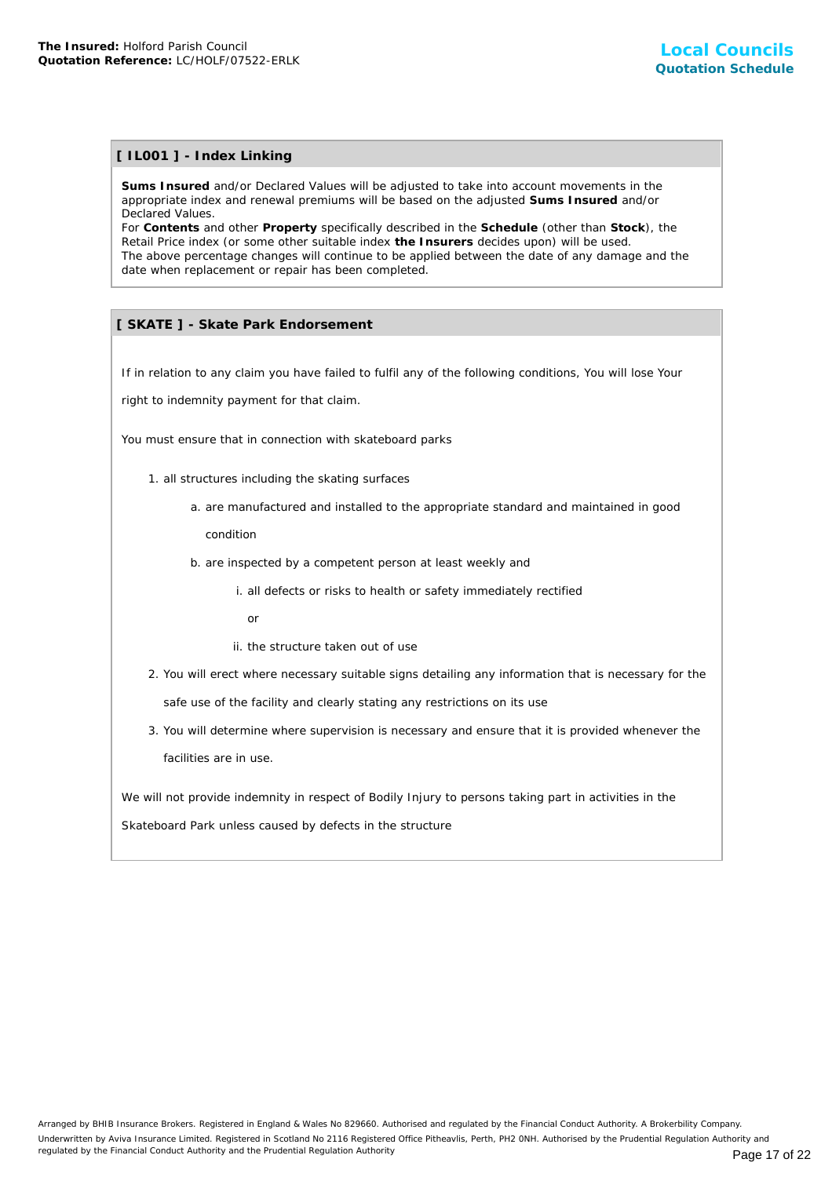## [ IL001 ] - Index Linking

**Sums Insured** and/or Declared Values will be adjusted to take into account movements in the appropriate index and renewal premiums will be based on the adjusted **Sums Insured** and/or Declared Values.
For **Contents** and other **Property** specifically described in the **Schedule** (other than **Stock**), the Retail Price index (or some other suitable index **the Insurers** decides upon) will be used.
The above percentage changes will continue to be applied between the date of any damage and the date when replacement or repair has been completed.

## [ SKATE ] - Skate Park Endorsement

If in relation to any claim you have failed to fulfil any of the following conditions, You will lose Your right to indemnity payment for that claim.

You must ensure that in connection with skateboard parks

1. all structures including the skating surfaces
    a. are manufactured and installed to the appropriate standard and maintained in good condition
    b. are inspected by a competent person at least weekly and
        i. all defects or risks to health or safety immediately rectified

        or

        ii. the structure taken out of use
2. You will erect where necessary suitable signs detailing any information that is necessary for the safe use of the facility and clearly stating any restrictions on its use
3. You will determine where supervision is necessary and ensure that it is provided whenever the facilities are in use.

We will not provide indemnity in respect of Bodily Injury to persons taking part in activities in the Skateboard Park unless caused by defects in the structure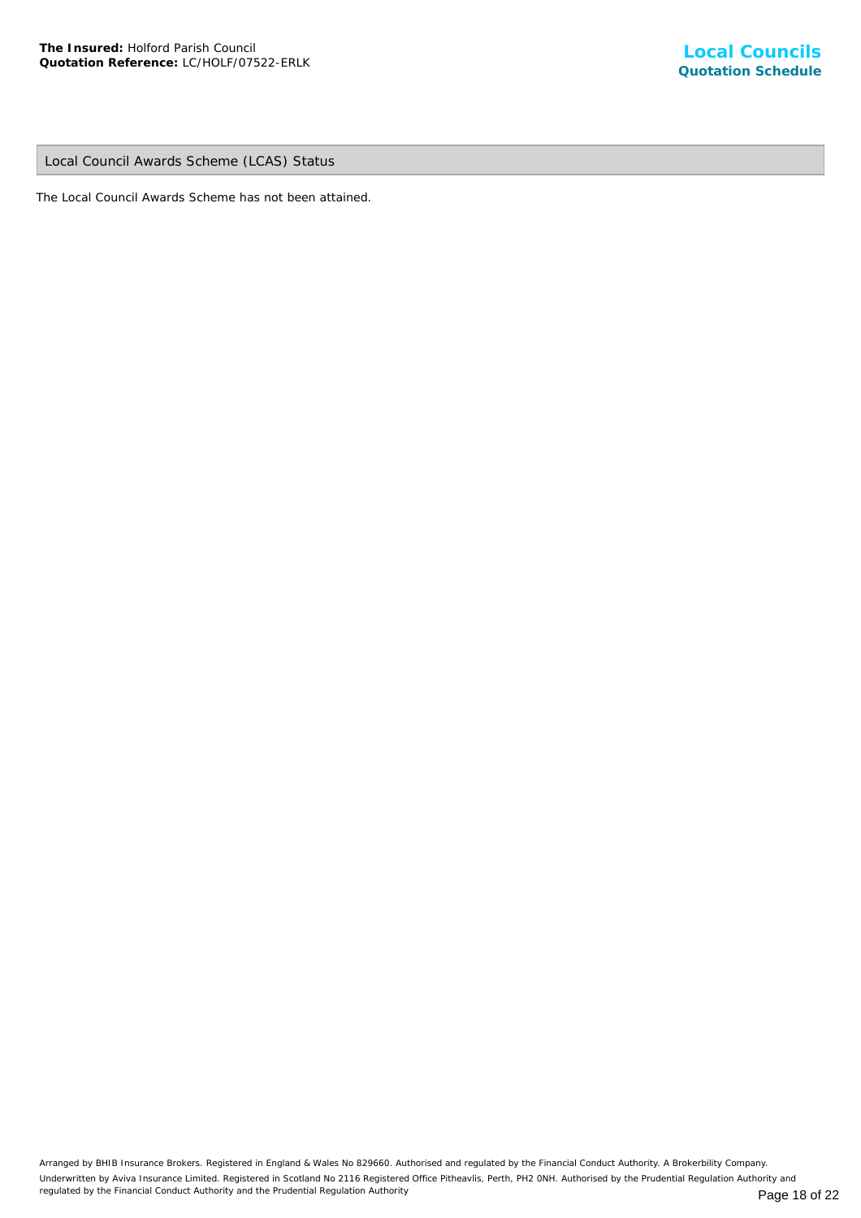## Local Council Awards Scheme (LCAS) Status

The Local Council Awards Scheme has not been attained.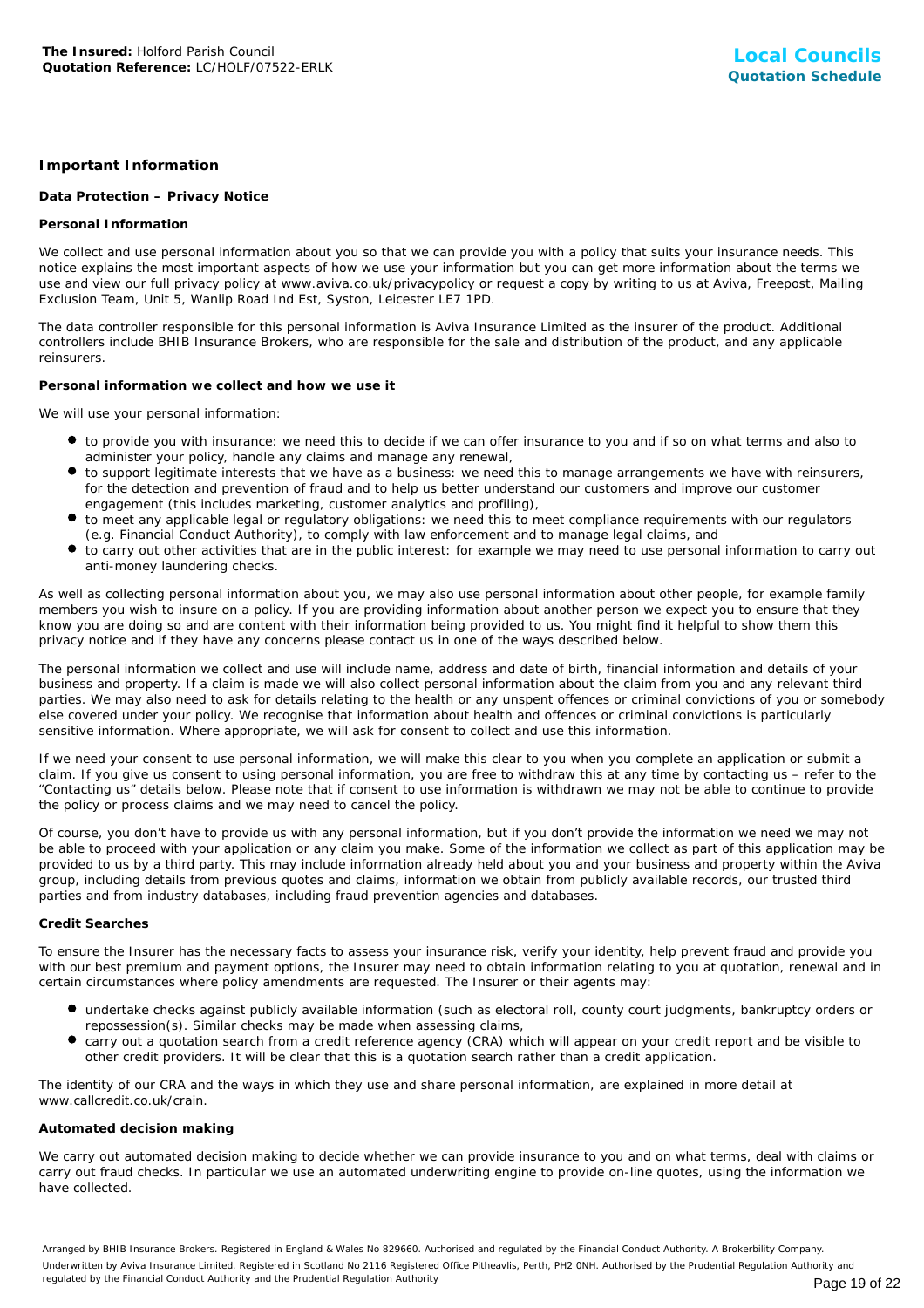## Important Information

### Data Protection – Privacy Notice

#### Personal Information

We collect and use personal information about you so that we can provide you with a policy that suits your insurance needs. This notice explains the most important aspects of how we use your information but you can get more information about the terms we use and view our full privacy policy at www.aviva.co.uk/privacypolicy or request a copy by writing to us at Aviva, Freepost, Mailing Exclusion Team, Unit 5, Wanlip Road Ind Est, Syston, Leicester LE7 1PD.

The data controller responsible for this personal information is Aviva Insurance Limited as the insurer of the product. Additional controllers include BHIB Insurance Brokers, who are responsible for the sale and distribution of the product, and any applicable reinsurers.

#### Personal information we collect and how we use it

We will use your personal information:

- to provide you with insurance: we need this to decide if we can offer insurance to you and if so on what terms and also to administer your policy, handle any claims and manage any renewal,
- to support legitimate interests that we have as a business: we need this to manage arrangements we have with reinsurers, for the detection and prevention of fraud and to help us better understand our customers and improve our customer engagement (this includes marketing, customer analytics and profiling),
- to meet any applicable legal or regulatory obligations: we need this to meet compliance requirements with our regulators (e.g. Financial Conduct Authority), to comply with law enforcement and to manage legal claims, and
- to carry out other activities that are in the public interest: for example we may need to use personal information to carry out anti-money laundering checks.

As well as collecting personal information about you, we may also use personal information about other people, for example family members you wish to insure on a policy. If you are providing information about another person we expect you to ensure that they know you are doing so and are content with their information being provided to us. You might find it helpful to show them this privacy notice and if they have any concerns please contact us in one of the ways described below.

The personal information we collect and use will include name, address and date of birth, financial information and details of your business and property. If a claim is made we will also collect personal information about the claim from you and any relevant third parties. We may also need to ask for details relating to the health or any unspent offences or criminal convictions of you or somebody else covered under your policy. We recognise that information about health and offences or criminal convictions is particularly sensitive information. Where appropriate, we will ask for consent to collect and use this information.

If we need your consent to use personal information, we will make this clear to you when you complete an application or submit a claim. If you give us consent to using personal information, you are free to withdraw this at any time by contacting us – refer to the "Contacting us" details below. Please note that if consent to use information is withdrawn we may not be able to continue to provide the policy or process claims and we may need to cancel the policy.

Of course, you don't have to provide us with any personal information, but if you don't provide the information we need we may not be able to proceed with your application or any claim you make. Some of the information we collect as part of this application may be provided to us by a third party. This may include information already held about you and your business and property within the Aviva group, including details from previous quotes and claims, information we obtain from publicly available records, our trusted third parties and from industry databases, including fraud prevention agencies and databases.

#### Credit Searches

To ensure the Insurer has the necessary facts to assess your insurance risk, verify your identity, help prevent fraud and provide you with our best premium and payment options, the Insurer may need to obtain information relating to you at quotation, renewal and in certain circumstances where policy amendments are requested. The Insurer or their agents may:

- undertake checks against publicly available information (such as electoral roll, county court judgments, bankruptcy orders or repossession(s). Similar checks may be made when assessing claims,
- carry out a quotation search from a credit reference agency (CRA) which will appear on your credit report and be visible to other credit providers. It will be clear that this is a quotation search rather than a credit application.

The identity of our CRA and the ways in which they use and share personal information, are explained in more detail at www.callcredit.co.uk/crain.

#### Automated decision making

We carry out automated decision making to decide whether we can provide insurance to you and on what terms, deal with claims or carry out fraud checks. In particular we use an automated underwriting engine to provide on-line quotes, using the information we have collected.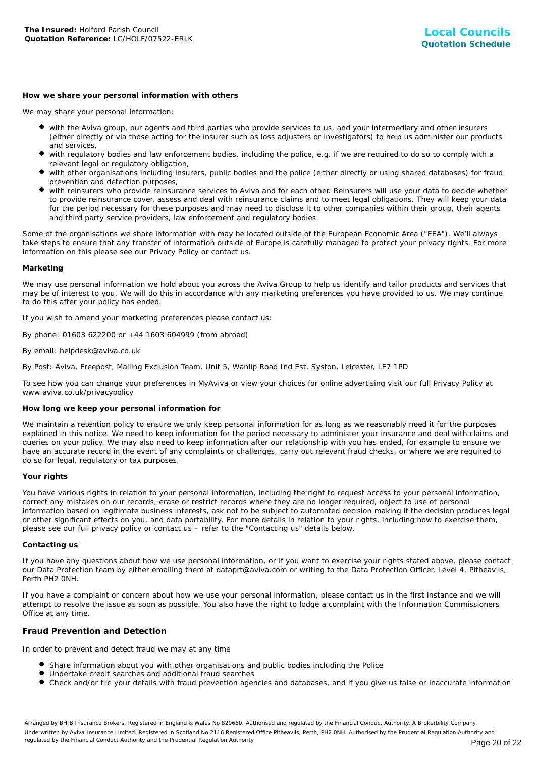#### How we share your personal information with others

We may share your personal information:

- with the Aviva group, our agents and third parties who provide services to us, and your intermediary and other insurers (either directly or via those acting for the insurer such as loss adjusters or investigators) to help us administer our products and services,
- with regulatory bodies and law enforcement bodies, including the police, e.g. if we are required to do so to comply with a relevant legal or regulatory obligation,
- with other organisations including insurers, public bodies and the police (either directly or using shared databases) for fraud prevention and detection purposes,
- with reinsurers who provide reinsurance services to Aviva and for each other. Reinsurers will use your data to decide whether to provide reinsurance cover, assess and deal with reinsurance claims and to meet legal obligations. They will keep your data for the period necessary for these purposes and may need to disclose it to other companies within their group, their agents and third party service providers, law enforcement and regulatory bodies.

Some of the organisations we share information with may be located outside of the European Economic Area ("EEA"). We'll always take steps to ensure that any transfer of information outside of Europe is carefully managed to protect your privacy rights. For more information on this please see our Privacy Policy or contact us.

#### Marketing

We may use personal information we hold about you across the Aviva Group to help us identify and tailor products and services that may be of interest to you. We will do this in accordance with any marketing preferences you have provided to us. We may continue to do this after your policy has ended.

If you wish to amend your marketing preferences please contact us:

By phone: 01603 622200 or +44 1603 604999 (from abroad)

By email: helpdesk@aviva.co.uk

By Post: Aviva, Freepost, Mailing Exclusion Team, Unit 5, Wanlip Road Ind Est, Syston, Leicester, LE7 1PD

To see how you can change your preferences in MyAviva or view your choices for online advertising visit our full Privacy Policy at www.aviva.co.uk/privacypolicy

#### How long we keep your personal information for

We maintain a retention policy to ensure we only keep personal information for as long as we reasonably need it for the purposes explained in this notice. We need to keep information for the period necessary to administer your insurance and deal with claims and queries on your policy. We may also need to keep information after our relationship with you has ended, for example to ensure we have an accurate record in the event of any complaints or challenges, carry out relevant fraud checks, or where we are required to do so for legal, regulatory or tax purposes.

#### Your rights

You have various rights in relation to your personal information, including the right to request access to your personal information, correct any mistakes on our records, erase or restrict records where they are no longer required, object to use of personal information based on legitimate business interests, ask not to be subject to automated decision making if the decision produces legal or other significant effects on you, and data portability. For more details in relation to your rights, including how to exercise them, please see our full privacy policy or contact us – refer to the "Contacting us" details below.

#### Contacting us

If you have any questions about how we use personal information, or if you want to exercise your rights stated above, please contact our Data Protection team by either emailing them at dataprt@aviva.com or writing to the Data Protection Officer, Level 4, Pitheavlis, Perth PH2 0NH.

If you have a complaint or concern about how we use your personal information, please contact us in the first instance and we will attempt to resolve the issue as soon as possible. You also have the right to lodge a complaint with the Information Commissioners Office at any time.

### Fraud Prevention and Detection

In order to prevent and detect fraud we may at any time

- Share information about you with other organisations and public bodies including the Police
- Undertake credit searches and additional fraud searches
- Check and/or file your details with fraud prevention agencies and databases, and if you give us false or inaccurate information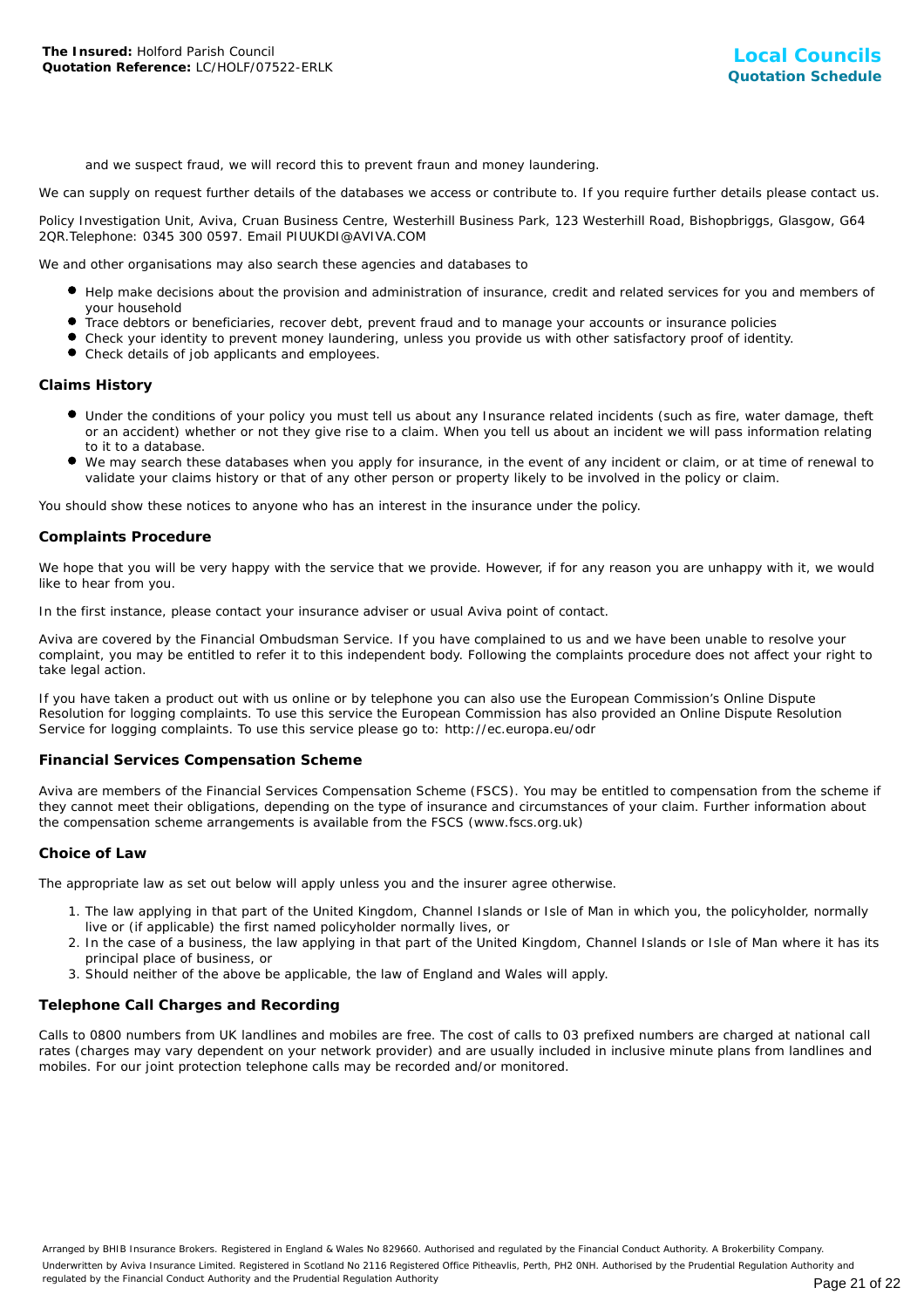and we suspect fraud, we will record this to prevent fraun and money laundering.

We can supply on request further details of the databases we access or contribute to. If you require further details please contact us.

Policy Investigation Unit, Aviva, Cruan Business Centre, Westerhill Business Park, 123 Westerhill Road, Bishopbriggs, Glasgow, G64 2QR.Telephone: 0345 300 0597. Email PIUUKDI@AVIVA.COM

We and other organisations may also search these agencies and databases to

- Help make decisions about the provision and administration of insurance, credit and related services for you and members of your household
- Trace debtors or beneficiaries, recover debt, prevent fraud and to manage your accounts or insurance policies
- Check your identity to prevent money laundering, unless you provide us with other satisfactory proof of identity.
- Check details of job applicants and employees.

### Claims History

- Under the conditions of your policy you must tell us about any Insurance related incidents (such as fire, water damage, theft or an accident) whether or not they give rise to a claim. When you tell us about an incident we will pass information relating to it to a database.
- We may search these databases when you apply for insurance, in the event of any incident or claim, or at time of renewal to validate your claims history or that of any other person or property likely to be involved in the policy or claim.

You should show these notices to anyone who has an interest in the insurance under the policy.

### Complaints Procedure

We hope that you will be very happy with the service that we provide. However, if for any reason you are unhappy with it, we would like to hear from you.

In the first instance, please contact your insurance adviser or usual Aviva point of contact.

Aviva are covered by the Financial Ombudsman Service. If you have complained to us and we have been unable to resolve your complaint, you may be entitled to refer it to this independent body. Following the complaints procedure does not affect your right to take legal action.

If you have taken a product out with us online or by telephone you can also use the European Commission's Online Dispute Resolution for logging complaints. To use this service the European Commission has also provided an Online Dispute Resolution Service for logging complaints. To use this service please go to: http://ec.europa.eu/odr

### Financial Services Compensation Scheme

Aviva are members of the Financial Services Compensation Scheme (FSCS). You may be entitled to compensation from the scheme if they cannot meet their obligations, depending on the type of insurance and circumstances of your claim. Further information about the compensation scheme arrangements is available from the FSCS (www.fscs.org.uk)

### Choice of Law

The appropriate law as set out below will apply unless you and the insurer agree otherwise.

1. The law applying in that part of the United Kingdom, Channel Islands or Isle of Man in which you, the policyholder, normally live or (if applicable) the first named policyholder normally lives, or
2. In the case of a business, the law applying in that part of the United Kingdom, Channel Islands or Isle of Man where it has its principal place of business, or
3. Should neither of the above be applicable, the law of England and Wales will apply.

### Telephone Call Charges and Recording

Calls to 0800 numbers from UK landlines and mobiles are free. The cost of calls to 03 prefixed numbers are charged at national call rates (charges may vary dependent on your network provider) and are usually included in inclusive minute plans from landlines and mobiles. For our joint protection telephone calls may be recorded and/or monitored.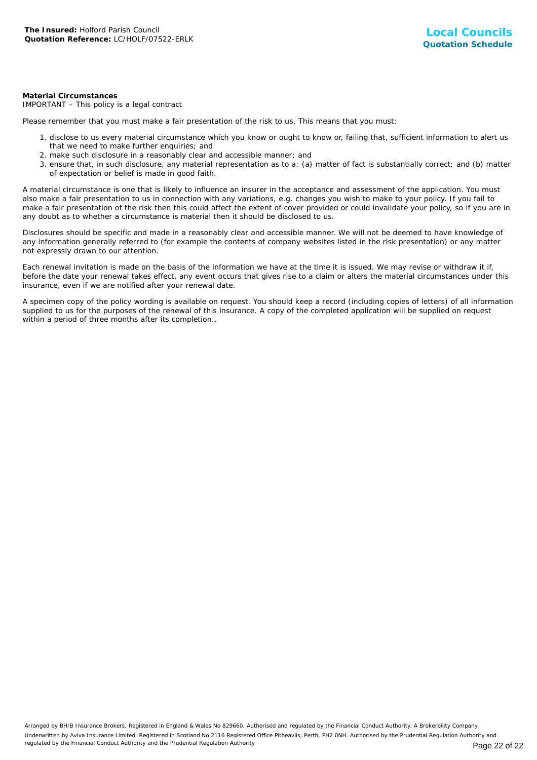**Material Circumstances**

IMPORTANT – This policy is a legal contract

Please remember that you must make a fair presentation of the risk to us. This means that you must:

1. disclose to us every material circumstance which you know or ought to know or, failing that, sufficient information to alert us that we need to make further enquiries; and
2. make such disclosure in a reasonably clear and accessible manner; and
3. ensure that, in such disclosure, any material representation as to a: (a) matter of fact is substantially correct; and (b) matter of expectation or belief is made in good faith.

A material circumstance is one that is likely to influence an insurer in the acceptance and assessment of the application. You must also make a fair presentation to us in connection with any variations, e.g. changes you wish to make to your policy. If you fail to make a fair presentation of the risk then this could affect the extent of cover provided or could invalidate your policy, so if you are in any doubt as to whether a circumstance is material then it should be disclosed to us.

Disclosures should be specific and made in a reasonably clear and accessible manner. We will not be deemed to have knowledge of any information generally referred to (for example the contents of company websites listed in the risk presentation) or any matter not expressly drawn to our attention.

Each renewal invitation is made on the basis of the information we have at the time it is issued. We may revise or withdraw it if, before the date your renewal takes effect, any event occurs that gives rise to a claim or alters the material circumstances under this insurance, even if we are notified after your renewal date.

A specimen copy of the policy wording is available on request. You should keep a record (including copies of letters) of all information supplied to us for the purposes of the renewal of this insurance. A copy of the completed application will be supplied on request within a period of three months after its completion..